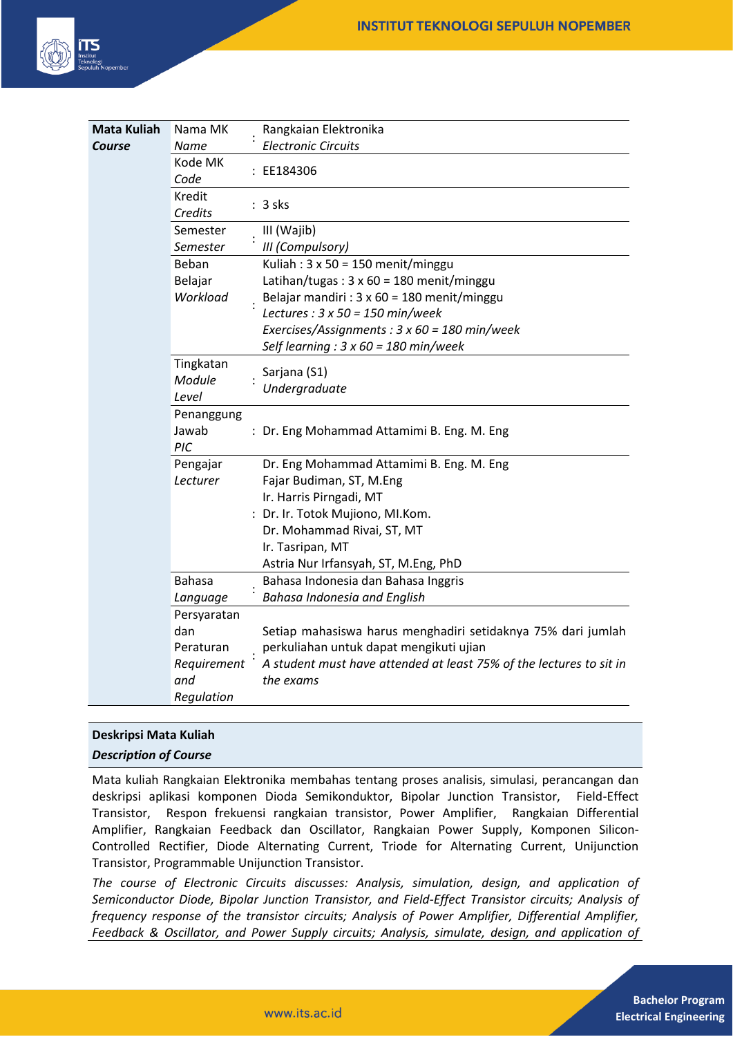| **Mata Kuliah** *Course* | Nama MK *Name* | : | Rangkaian Elektronika *Electronic Circuits* |
|---|---|---|---|
| | Kode MK *Code* | : | EE184306 |
| | Kredit *Credits* | : | 3 sks |
| | Semester *Semester* | : | III (Wajib) *III (Compulsory)* |
| | Beban Belajar *Workload* | : | Kuliah : 3 x 50 = 150 menit/minggu<br>Latihan/tugas : 3 x 60 = 180 menit/minggu<br>Belajar mandiri : 3 x 60 = 180 menit/minggu<br>*Lectures : 3 x 50 = 150 min/week*<br>*Exercises/Assignments : 3 x 60 = 180 min/week*<br>*Self learning : 3 x 60 = 180 min/week* |
| | Tingkatan *Module Level* | : | Sarjana (S1) *Undergraduate* |
| | Penanggung Jawab *PIC* | : | Dr. Eng Mohammad Attamimi B. Eng. M. Eng |
| | Pengajar *Lecturer* | : | Dr. Eng Mohammad Attamimi B. Eng. M. Eng<br>Fajar Budiman, ST, M.Eng<br>Ir. Harris Pirngadi, MT<br>Dr. Ir. Totok Mujiono, MI.Kom.<br>Dr. Mohammad Rivai, ST, MT<br>Ir. Tasripan, MT<br>Astria Nur Irfansyah, ST, M.Eng, PhD |
| | Bahasa *Language* | : | Bahasa Indonesia dan Bahasa Inggris *Bahasa Indonesia and English* |
| | Persyaratan dan Peraturan *Requirement and Regulation* | : | Setiap mahasiswa harus menghadiri setidaknya 75% dari jumlah perkuliahan untuk dapat mengikuti ujian<br>*A student must have attended at least 75% of the lectures to sit in the exams* |

**Deskripsi Mata Kuliah**
***Description of Course***

Mata kuliah Rangkaian Elektronika membahas tentang proses analisis, simulasi, perancangan dan deskripsi aplikasi komponen Dioda Semikonduktor, Bipolar Junction Transistor, Field-Effect Transistor, Respon frekuensi rangkaian transistor, Power Amplifier, Rangkaian Differential Amplifier, Rangkaian Feedback dan Oscillator, Rangkaian Power Supply, Komponen Silicon-Controlled Rectifier, Diode Alternating Current, Triode for Alternating Current, Unijunction Transistor, Programmable Unijunction Transistor.

*The course of Electronic Circuits discusses: Analysis, simulation, design, and application of Semiconductor Diode, Bipolar Junction Transistor, and Field-Effect Transistor circuits; Analysis of frequency response of the transistor circuits; Analysis of Power Amplifier, Differential Amplifier, Feedback & Oscillator, and Power Supply circuits; Analysis, simulate, design, and application of*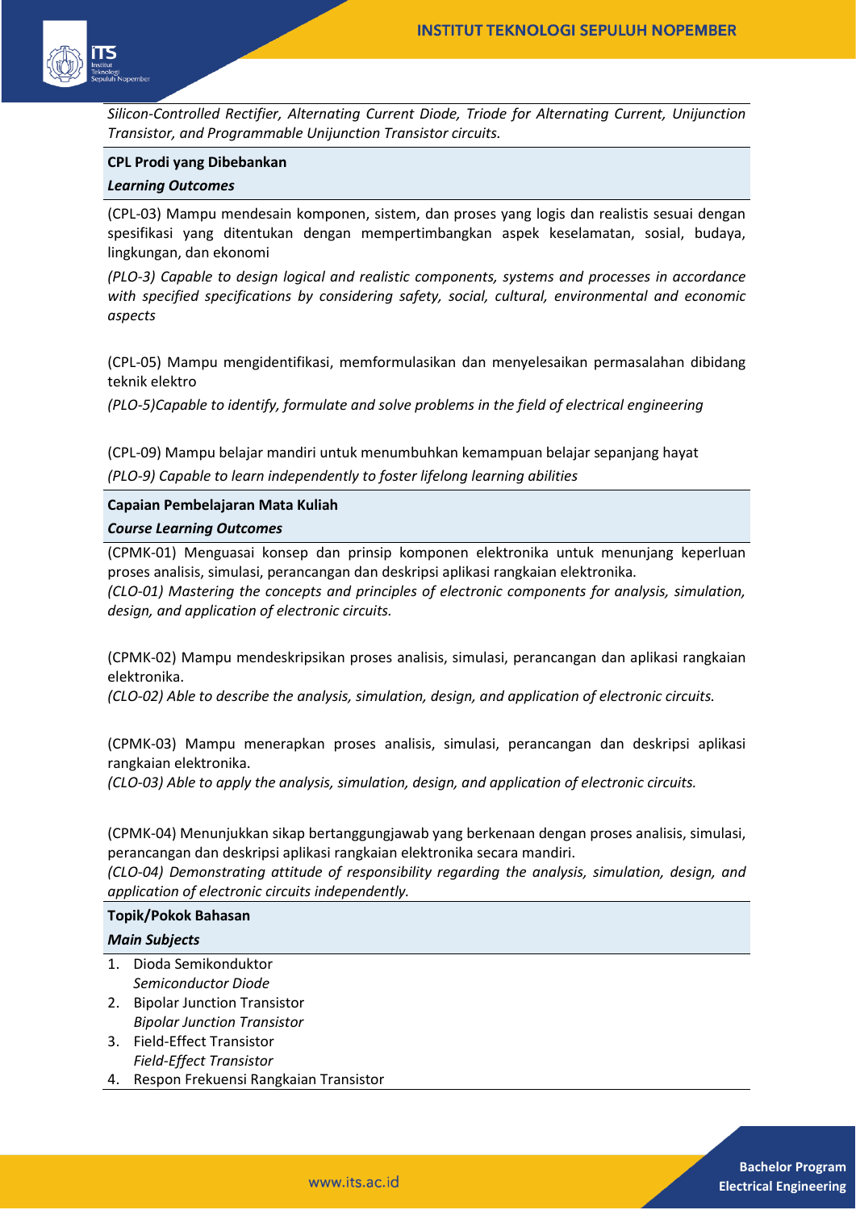*Silicon-Controlled Rectifier, Alternating Current Diode, Triode for Alternating Current, Unijunction Transistor, and Programmable Unijunction Transistor circuits.*

**CPL Prodi yang Dibebankan**

***Learning Outcomes***

(CPL-03) Mampu mendesain komponen, sistem, dan proses yang logis dan realistis sesuai dengan spesifikasi yang ditentukan dengan mempertimbangkan aspek keselamatan, sosial, budaya, lingkungan, dan ekonomi

*(PLO-3) Capable to design logical and realistic components, systems and processes in accordance with specified specifications by considering safety, social, cultural, environmental and economic aspects*

(CPL-05) Mampu mengidentifikasi, memformulasikan dan menyelesaikan permasalahan dibidang teknik elektro

*(PLO-5)Capable to identify, formulate and solve problems in the field of electrical engineering*

(CPL-09) Mampu belajar mandiri untuk menumbuhkan kemampuan belajar sepanjang hayat

*(PLO-9) Capable to learn independently to foster lifelong learning abilities*

**Capaian Pembelajaran Mata Kuliah**

***Course Learning Outcomes***

(CPMK-01) Menguasai konsep dan prinsip komponen elektronika untuk menunjang keperluan proses analisis, simulasi, perancangan dan deskripsi aplikasi rangkaian elektronika.
*(CLO-01) Mastering the concepts and principles of electronic components for analysis, simulation, design, and application of electronic circuits.*

(CPMK-02) Mampu mendeskripsikan proses analisis, simulasi, perancangan dan aplikasi rangkaian elektronika.
*(CLO-02) Able to describe the analysis, simulation, design, and application of electronic circuits.*

(CPMK-03) Mampu menerapkan proses analisis, simulasi, perancangan dan deskripsi aplikasi rangkaian elektronika.
*(CLO-03) Able to apply the analysis, simulation, design, and application of electronic circuits.*

(CPMK-04) Menunjukkan sikap bertanggungjawab yang berkenaan dengan proses analisis, simulasi, perancangan dan deskripsi aplikasi rangkaian elektronika secara mandiri.
*(CLO-04) Demonstrating attitude of responsibility regarding the analysis, simulation, design, and application of electronic circuits independently.*

**Topik/Pokok Bahasan**

***Main Subjects***

1. Dioda Semikonduktor
   *Semiconductor Diode*
2. Bipolar Junction Transistor
   *Bipolar Junction Transistor*
3. Field-Effect Transistor
   *Field-Effect Transistor*
4. Respon Frekuensi Rangkaian Transistor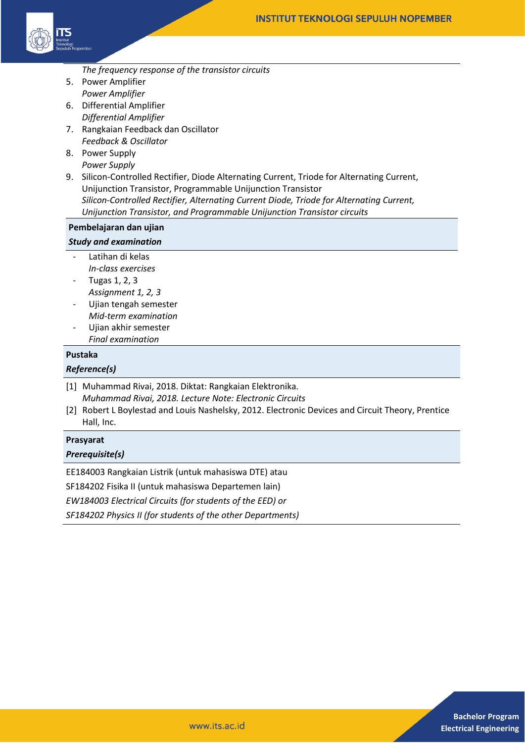*The frequency response of the transistor circuits*

5. Power Amplifier
   *Power Amplifier*
6. Differential Amplifier
   *Differential Amplifier*
7. Rangkaian Feedback dan Oscillator
   *Feedback & Oscillator*
8. Power Supply
   *Power Supply*
9. Silicon-Controlled Rectifier, Diode Alternating Current, Triode for Alternating Current, Unijunction Transistor, Programmable Unijunction Transistor
   *Silicon-Controlled Rectifier, Alternating Current Diode, Triode for Alternating Current, Unijunction Transistor, and Programmable Unijunction Transistor circuits*

**Pembelajaran dan ujian**

***Study and examination***

- Latihan di kelas
  *In-class exercises*
- Tugas 1, 2, 3
  *Assignment 1, 2, 3*
- Ujian tengah semester
  *Mid-term examination*
- Ujian akhir semester
  *Final examination*

**Pustaka**

***Reference(s)***

[1] Muhammad Rivai, 2018. Diktat: Rangkaian Elektronika.
*Muhammad Rivai, 2018. Lecture Note: Electronic Circuits*

[2] Robert L Boylestad and Louis Nashelsky, 2012. Electronic Devices and Circuit Theory, Prentice Hall, Inc.

**Prasyarat**

***Prerequisite(s)***

EE184003 Rangkaian Listrik (untuk mahasiswa DTE) atau

SF184202 Fisika II (untuk mahasiswa Departemen lain)

*EW184003 Electrical Circuits (for students of the EED) or*

*SF184202 Physics II (for students of the other Departments)*